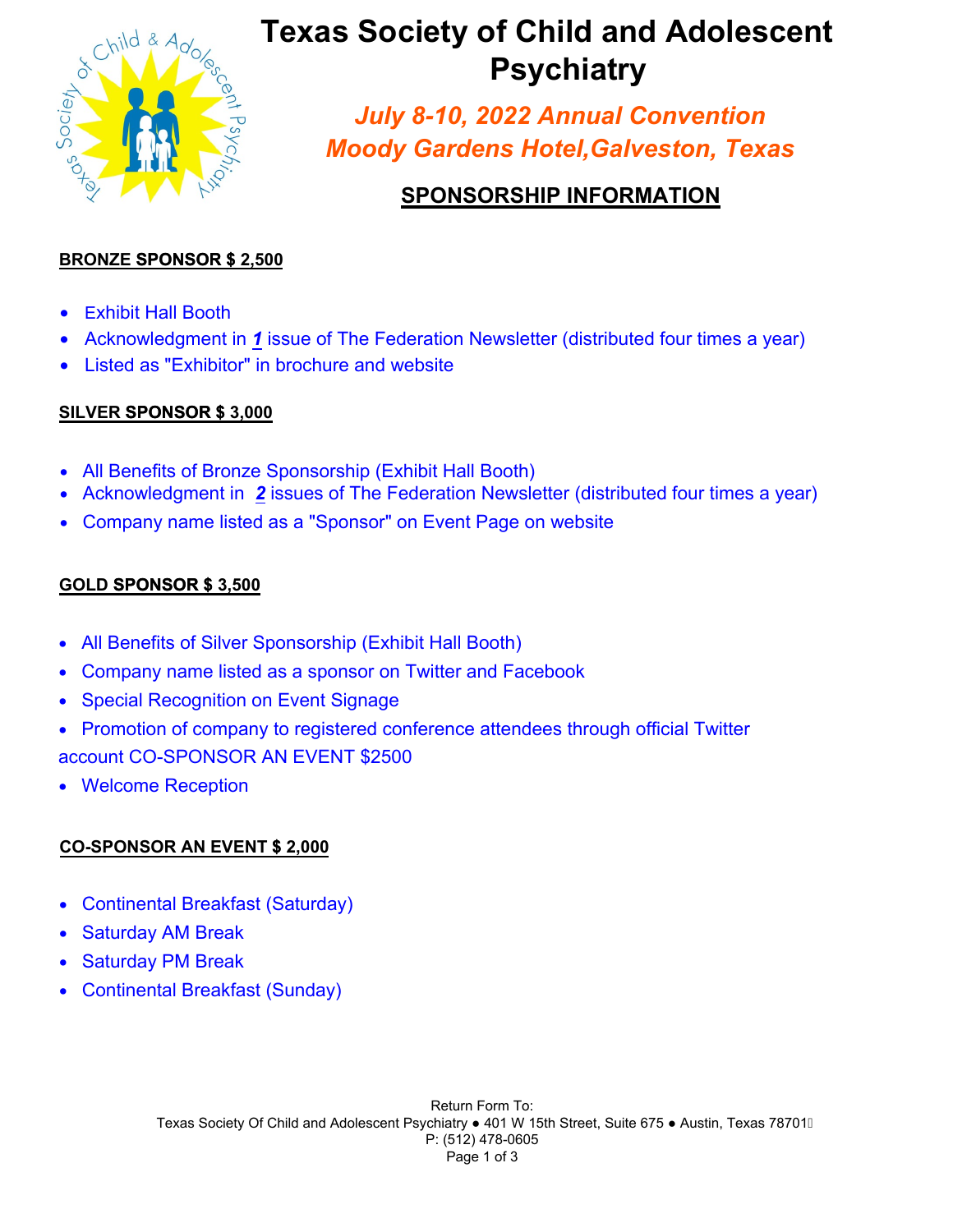# Texas Society of Child and Adolescent Psychiatry

## *July 8-10, 2022 Annual Convention*
## *Moody Gardens Hotel,Galveston, Texas*

## SPONSORSHIP INFORMATION

### BRONZE SPONSOR $ 2,500

- Exhibit Hall Booth
- Acknowledgment in ***1*** issue of The Federation Newsletter (distributed four times a year)
- Listed as "Exhibitor" in brochure and website

### SILVER SPONSOR $ 3,000

- All Benefits of Bronze Sponsorship (Exhibit Hall Booth)
- Acknowledgment in ***2*** issues of The Federation Newsletter (distributed four times a year)
- Company name listed as a "Sponsor" on Event Page on website

### GOLD SPONSOR $ 3,500

- All Benefits of Silver Sponsorship (Exhibit Hall Booth)
- Company name listed as a sponsor on Twitter and Facebook
- Special Recognition on Event Signage
- Promotion of company to registered conference attendees through official Twitter account CO-SPONSOR AN EVENT $2500
- Welcome Reception

### CO-SPONSOR AN EVENT $ 2,000

- Continental Breakfast (Saturday)
- Saturday AM Break
- Saturday PM Break
- Continental Breakfast (Sunday)

Return Form To:
Texas Society Of Child and Adolescent Psychiatry ● 401 W 15th Street, Suite 675 ● Austin, Texas 78701
P: (512) 478-0605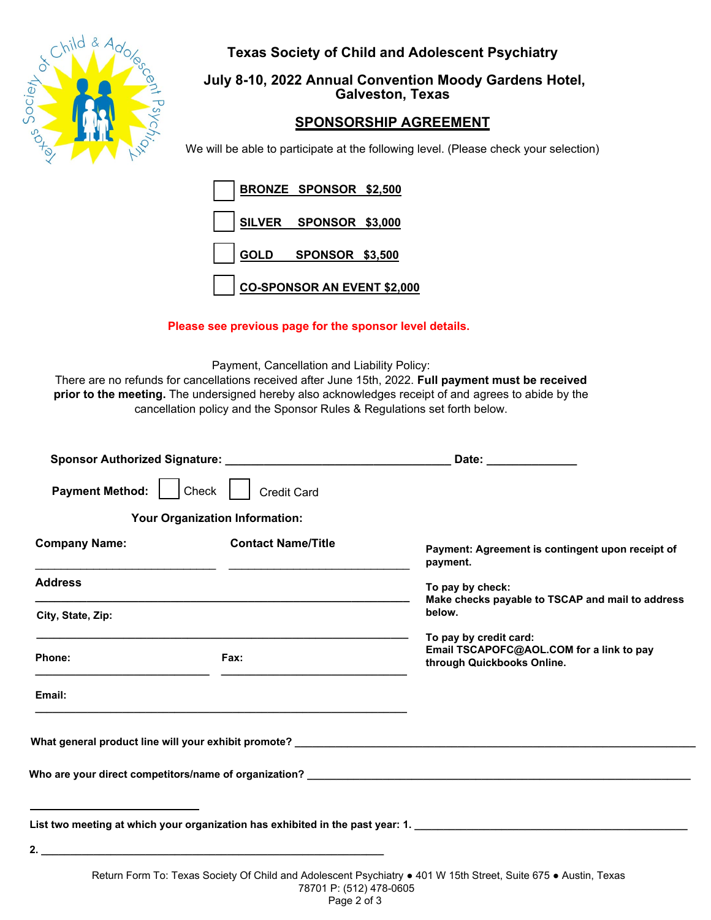# Texas Society of Child and Adolescent Psychiatry

## July 8-10, 2022 Annual Convention Moody Gardens Hotel, Galveston, Texas

## SPONSORSHIP AGREEMENT

We will be able to participate at the following level. (Please check your selection)

- ☐ **BRONZE SPONSOR $2,500**
- ☐ **SILVER SPONSOR $3,000**
- ☐ **GOLD SPONSOR $3,500**
- ☐ **CO-SPONSOR AN EVENT $2,000**

**Please see previous page for the sponsor level details.**

Payment, Cancellation and Liability Policy:
There are no refunds for cancellations received after June 15th, 2022. **Full payment must be received prior to the meeting.** The undersigned hereby also acknowledges receipt of and agrees to abide by the cancellation policy and the Sponsor Rules & Regulations set forth below.

**Sponsor Authorized Signature:** ___________________________________ **Date:** ______________

**Payment Method:** ☐ Check ☐ Credit Card

**Your Organization Information:**

**Company Name:** ____________________________ **Contact Name/Title** ____________________________

**Address** ____________________________________________________________

**City, State, Zip:** ____________________________________________________________

**Phone:** ____________________________ **Fax:** ____________________________

**Email:** ____________________________________________________________

**Payment: Agreement is contingent upon receipt of payment.**

**To pay by check:**
**Make checks payable to TSCAP and mail to address below.**

**To pay by credit card:**
**Email TSCAPOFC@AOL.COM for a link to pay through Quickbooks Online.**

**What general product line will your exhibit promote?** ____________________________________________

**Who are your direct competitors/name of organization?** ____________________________________________

____________________________

**List two meeting at which your organization has exhibited in the past year: 1.** ____________________________

**2.** ____________________________________________________________

Return Form To: Texas Society Of Child and Adolescent Psychiatry ● 401 W 15th Street, Suite 675 ● Austin, Texas 78701 P: (512) 478-0605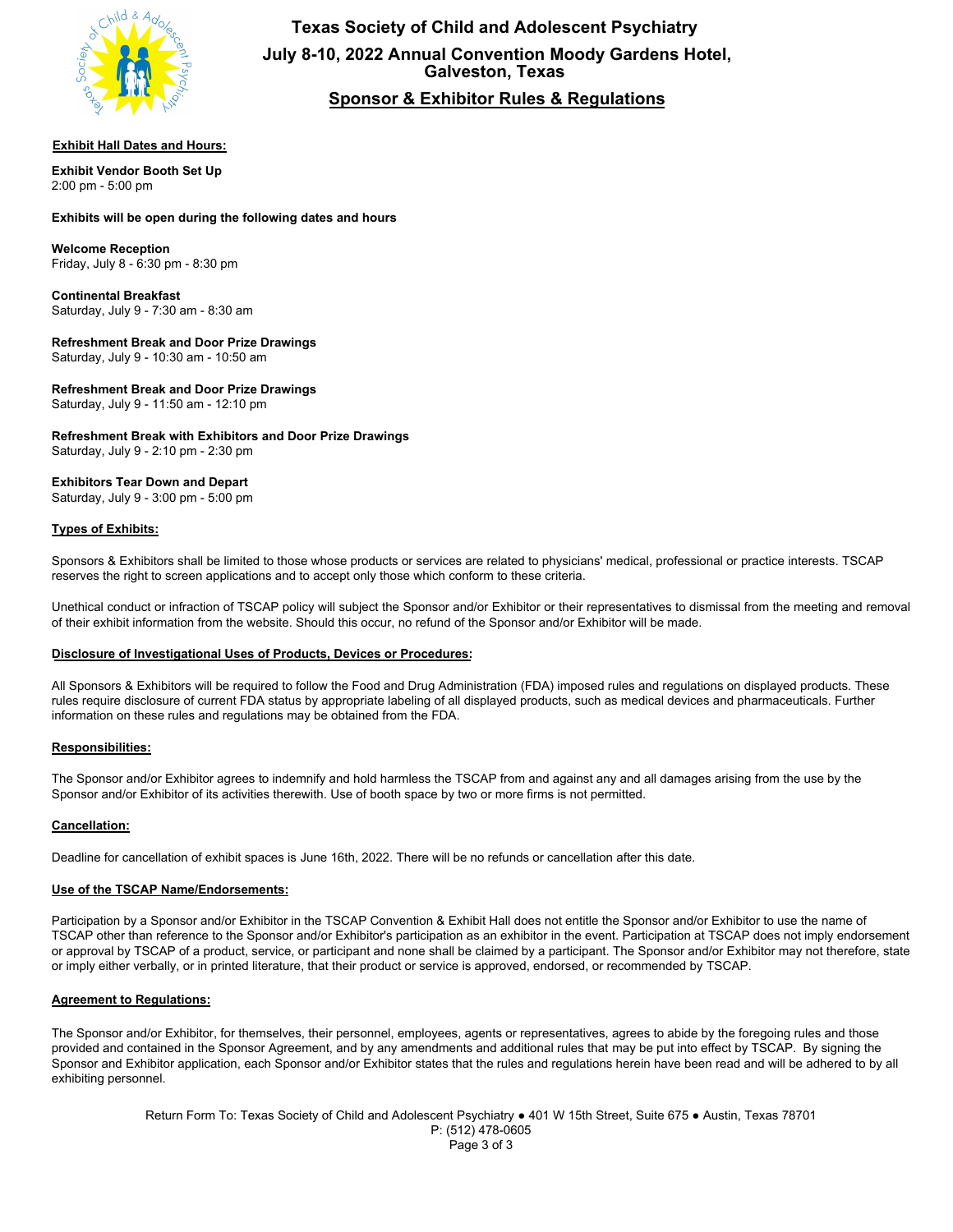# Texas Society of Child and Adolescent Psychiatry

## July 8-10, 2022 Annual Convention Moody Gardens Hotel, Galveston, Texas

## Sponsor & Exhibitor Rules & Regulations

### Exhibit Hall Dates and Hours:

**Exhibit Vendor Booth Set Up**
2:00 pm - 5:00 pm

**Exhibits will be open during the following dates and hours**

**Welcome Reception**
Friday, July 8 - 6:30 pm - 8:30 pm

**Continental Breakfast**
Saturday, July 9 - 7:30 am - 8:30 am

**Refreshment Break and Door Prize Drawings**
Saturday, July 9 - 10:30 am - 10:50 am

**Refreshment Break and Door Prize Drawings**
Saturday, July 9 - 11:50 am - 12:10 pm

**Refreshment Break with Exhibitors and Door Prize Drawings**
Saturday, July 9 - 2:10 pm - 2:30 pm

**Exhibitors Tear Down and Depart**
Saturday, July 9 - 3:00 pm - 5:00 pm

### Types of Exhibits:

Sponsors & Exhibitors shall be limited to those whose products or services are related to physicians' medical, professional or practice interests. TSCAP reserves the right to screen applications and to accept only those which conform to these criteria.

Unethical conduct or infraction of TSCAP policy will subject the Sponsor and/or Exhibitor or their representatives to dismissal from the meeting and removal of their exhibit information from the website. Should this occur, no refund of the Sponsor and/or Exhibitor will be made.

### Disclosure of Investigational Uses of Products, Devices or Procedures:

All Sponsors & Exhibitors will be required to follow the Food and Drug Administration (FDA) imposed rules and regulations on displayed products. These rules require disclosure of current FDA status by appropriate labeling of all displayed products, such as medical devices and pharmaceuticals. Further information on these rules and regulations may be obtained from the FDA.

### Responsibilities:

The Sponsor and/or Exhibitor agrees to indemnify and hold harmless the TSCAP from and against any and all damages arising from the use by the Sponsor and/or Exhibitor of its activities therewith. Use of booth space by two or more firms is not permitted.

### Cancellation:

Deadline for cancellation of exhibit spaces is June 16th, 2022. There will be no refunds or cancellation after this date.

### Use of the TSCAP Name/Endorsements:

Participation by a Sponsor and/or Exhibitor in the TSCAP Convention & Exhibit Hall does not entitle the Sponsor and/or Exhibitor to use the name of TSCAP other than reference to the Sponsor and/or Exhibitor's participation as an exhibitor in the event. Participation at TSCAP does not imply endorsement or approval by TSCAP of a product, service, or participant and none shall be claimed by a participant. The Sponsor and/or Exhibitor may not therefore, state or imply either verbally, or in printed literature, that their product or service is approved, endorsed, or recommended by TSCAP.

### Agreement to Regulations:

The Sponsor and/or Exhibitor, for themselves, their personnel, employees, agents or representatives, agrees to abide by the foregoing rules and those provided and contained in the Sponsor Agreement, and by any amendments and additional rules that may be put into effect by TSCAP. By signing the Sponsor and Exhibitor application, each Sponsor and/or Exhibitor states that the rules and regulations herein have been read and will be adhered to by all exhibiting personnel.

Return Form To: Texas Society of Child and Adolescent Psychiatry ● 401 W 15th Street, Suite 675 ● Austin, Texas 78701
P: (512) 478-0605